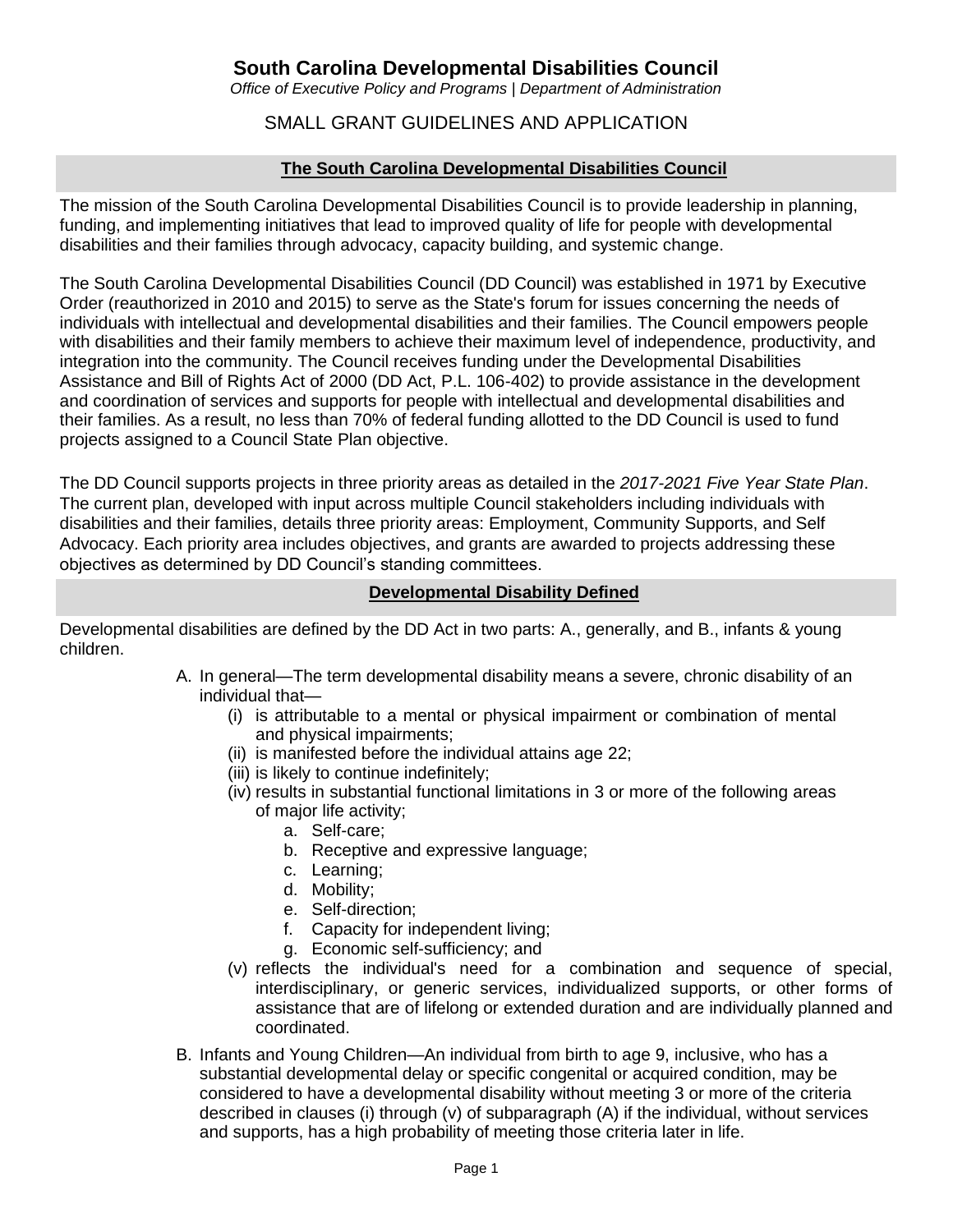# South Carolina Developmental Disabilities Council

*Office of Executive Policy and Programs | Department of Administration*

SMALL GRANT GUIDELINES AND APPLICATION

## The South Carolina Developmental Disabilities Council

The mission of the South Carolina Developmental Disabilities Council is to provide leadership in planning, funding, and implementing initiatives that lead to improved quality of life for people with developmental disabilities and their families through advocacy, capacity building, and systemic change.

The South Carolina Developmental Disabilities Council (DD Council) was established in 1971 by Executive Order (reauthorized in 2010 and 2015) to serve as the State's forum for issues concerning the needs of individuals with intellectual and developmental disabilities and their families. The Council empowers people with disabilities and their family members to achieve their maximum level of independence, productivity, and integration into the community. The Council receives funding under the Developmental Disabilities Assistance and Bill of Rights Act of 2000 (DD Act, P.L. 106-402) to provide assistance in the development and coordination of services and supports for people with intellectual and developmental disabilities and their families. As a result, no less than 70% of federal funding allotted to the DD Council is used to fund projects assigned to a Council State Plan objective.

The DD Council supports projects in three priority areas as detailed in the *2017-2021 Five Year State Plan*. The current plan, developed with input across multiple Council stakeholders including individuals with disabilities and their families, details three priority areas: Employment, Community Supports, and Self Advocacy. Each priority area includes objectives, and grants are awarded to projects addressing these objectives as determined by DD Council's standing committees.

## Developmental Disability Defined

Developmental disabilities are defined by the DD Act in two parts: A., generally, and B., infants & young children.

A. In general—The term developmental disability means a severe, chronic disability of an individual that—
   - (i) is attributable to a mental or physical impairment or combination of mental and physical impairments;
   - (ii) is manifested before the individual attains age 22;
   - (iii) is likely to continue indefinitely;
   - (iv) results in substantial functional limitations in 3 or more of the following areas of major life activity;
     - a. Self-care;
     - b. Receptive and expressive language;
     - c. Learning;
     - d. Mobility;
     - e. Self-direction;
     - f. Capacity for independent living;
     - g. Economic self-sufficiency; and
   - (v) reflects the individual's need for a combination and sequence of special, interdisciplinary, or generic services, individualized supports, or other forms of assistance that are of lifelong or extended duration and are individually planned and coordinated.

B. Infants and Young Children—An individual from birth to age 9, inclusive, who has a substantial developmental delay or specific congenital or acquired condition, may be considered to have a developmental disability without meeting 3 or more of the criteria described in clauses (i) through (v) of subparagraph (A) if the individual, without services and supports, has a high probability of meeting those criteria later in life.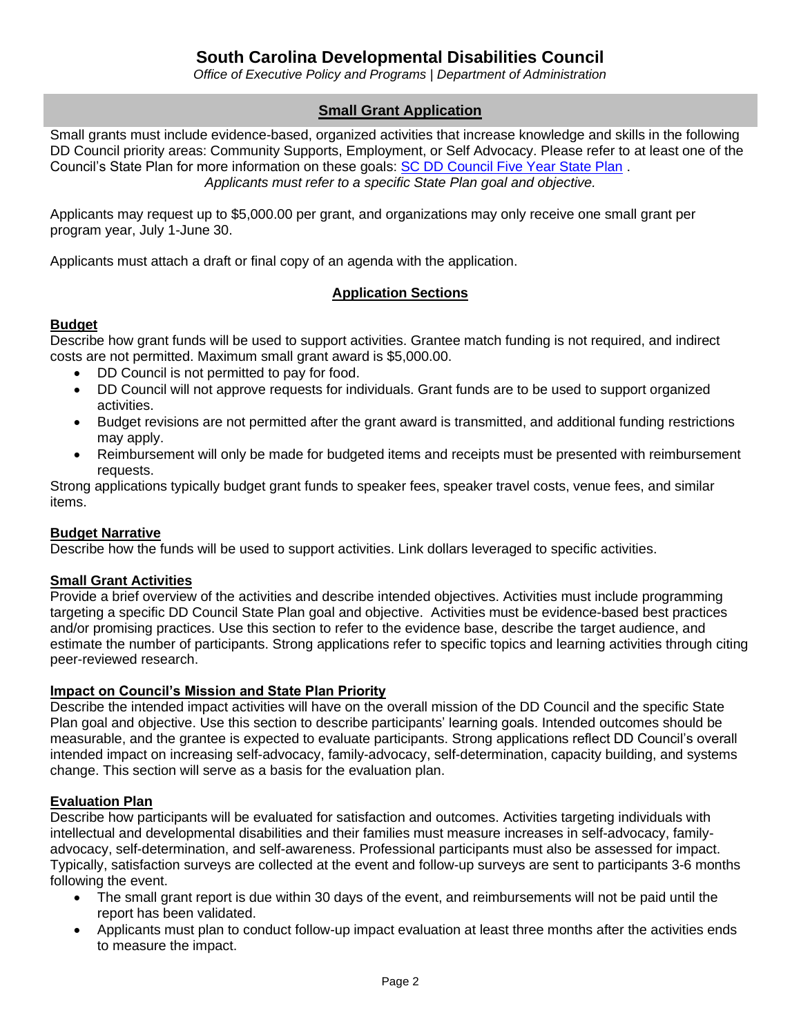# South Carolina Developmental Disabilities Council

*Office of Executive Policy and Programs | Department of Administration*

## Small Grant Application

Small grants must include evidence-based, organized activities that increase knowledge and skills in the following DD Council priority areas: Community Supports, Employment, or Self Advocacy. Please refer to at least one of the Council's State Plan for more information on these goals: [SC DD Council Five Year State Plan](#) .

*Applicants must refer to a specific State Plan goal and objective.*

Applicants may request up to $5,000.00 per grant, and organizations may only receive one small grant per program year, July 1-June 30.

Applicants must attach a draft or final copy of an agenda with the application.

### Application Sections

**Budget**

Describe how grant funds will be used to support activities. Grantee match funding is not required, and indirect costs are not permitted. Maximum small grant award is $5,000.00.

- DD Council is not permitted to pay for food.
- DD Council will not approve requests for individuals. Grant funds are to be used to support organized activities.
- Budget revisions are not permitted after the grant award is transmitted, and additional funding restrictions may apply.
- Reimbursement will only be made for budgeted items and receipts must be presented with reimbursement requests.

Strong applications typically budget grant funds to speaker fees, speaker travel costs, venue fees, and similar items.

**Budget Narrative**

Describe how the funds will be used to support activities. Link dollars leveraged to specific activities.

**Small Grant Activities**

Provide a brief overview of the activities and describe intended objectives. Activities must include programming targeting a specific DD Council State Plan goal and objective. Activities must be evidence-based best practices and/or promising practices. Use this section to refer to the evidence base, describe the target audience, and estimate the number of participants. Strong applications refer to specific topics and learning activities through citing peer-reviewed research.

**Impact on Council's Mission and State Plan Priority**

Describe the intended impact activities will have on the overall mission of the DD Council and the specific State Plan goal and objective. Use this section to describe participants' learning goals. Intended outcomes should be measurable, and the grantee is expected to evaluate participants. Strong applications reflect DD Council's overall intended impact on increasing self-advocacy, family-advocacy, self-determination, capacity building, and systems change. This section will serve as a basis for the evaluation plan.

**Evaluation Plan**

Describe how participants will be evaluated for satisfaction and outcomes. Activities targeting individuals with intellectual and developmental disabilities and their families must measure increases in self-advocacy, family-advocacy, self-determination, and self-awareness. Professional participants must also be assessed for impact. Typically, satisfaction surveys are collected at the event and follow-up surveys are sent to participants 3-6 months following the event.

- The small grant report is due within 30 days of the event, and reimbursements will not be paid until the report has been validated.
- Applicants must plan to conduct follow-up impact evaluation at least three months after the activities ends to measure the impact.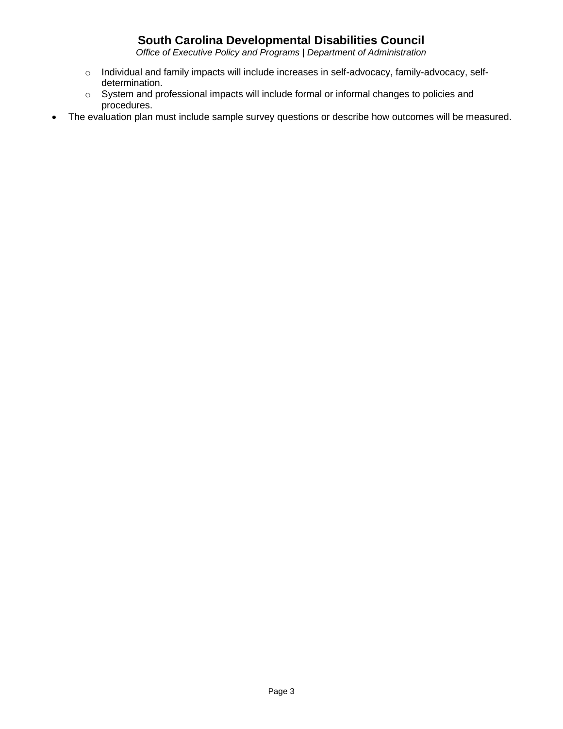- Individual and family impacts will include increases in self-advocacy, family-advocacy, self-determination.
    - System and professional impacts will include formal or informal changes to policies and procedures.
- The evaluation plan must include sample survey questions or describe how outcomes will be measured.